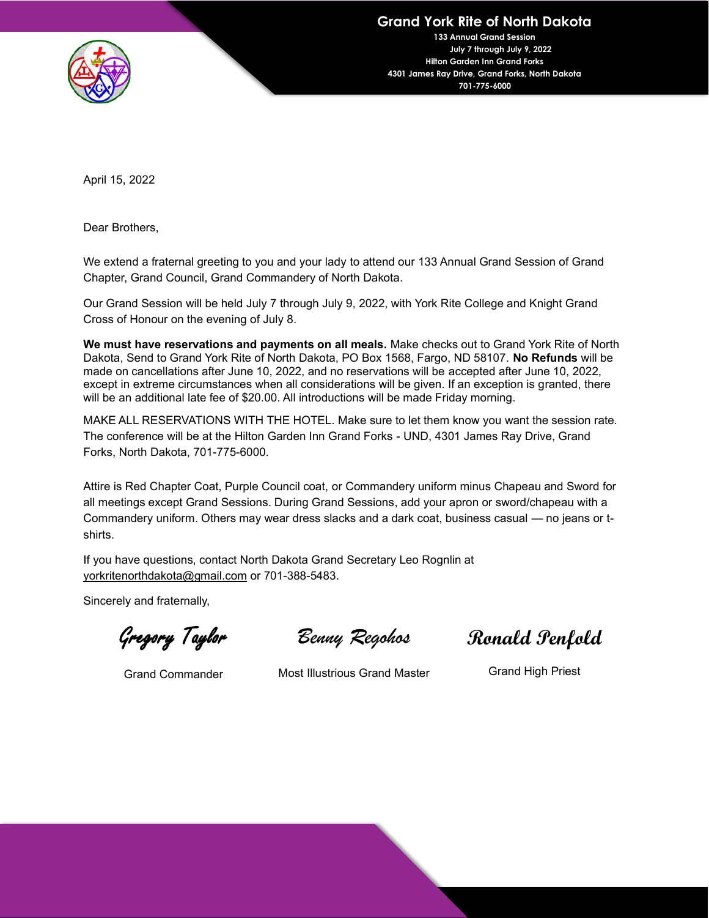# Grand York Rite of North Dakota

**133 Annual Grand Session**
*July 7 through July 9, 2022*
**Hilton Garden Inn Grand Forks**
**4301 James Ray Drive, Grand Forks, North Dakota**
**701-775-6000**

April 15, 2022

Dear Brothers,

We extend a fraternal greeting to you and your lady to attend our 133 Annual Grand Session of Grand Chapter, Grand Council, Grand Commandery of North Dakota.

Our Grand Session will be held July 7 through July 9, 2022, with York Rite College and Knight Grand Cross of Honour on the evening of July 8.

**We must have reservations and payments on all meals.** Make checks out to Grand York Rite of North Dakota, Send to Grand York Rite of North Dakota, PO Box 1568, Fargo, ND 58107. **No Refunds** will be made on cancellations after June 10, 2022, and no reservations will be accepted after June 10, 2022, except in extreme circumstances when all considerations will be given. If an exception is granted, there will be an additional late fee of $20.00. All introductions will be made Friday morning.

MAKE ALL RESERVATIONS WITH THE HOTEL. Make sure to let them know you want the session rate. The conference will be at the Hilton Garden Inn Grand Forks - UND, 4301 James Ray Drive, Grand Forks, North Dakota, 701-775-6000.

Attire is Red Chapter Coat, Purple Council coat, or Commandery uniform minus Chapeau and Sword for all meetings except Grand Sessions. During Grand Sessions, add your apron or sword/chapeau with a Commandery uniform. Others may wear dress slacks and a dark coat, business casual — no jeans or t-shirts.

If you have questions, contact North Dakota Grand Secretary Leo Rognlin at yorkritenorthdakota@gmail.com or 701-388-5483.

Sincerely and fraternally,

| *Gregory Taylor* | *Benny Regohos* | *Ronald Penfold* |
|---|---|---|
| Grand Commander | Most Illustrious Grand Master | Grand High Priest |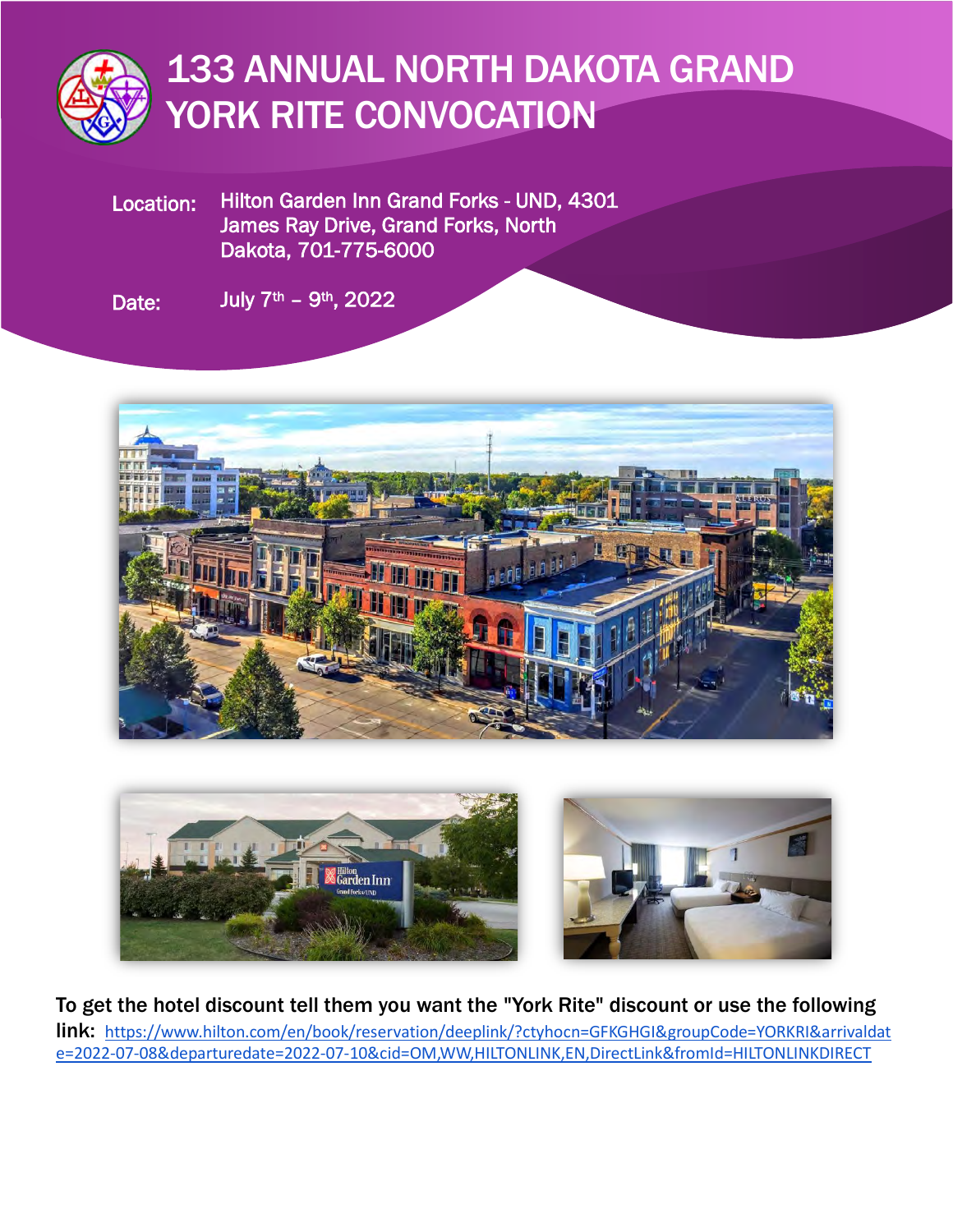# 133 ANNUAL NORTH DAKOTA GRAND YORK RITE CONVOCATION

**Location:** Hilton Garden Inn Grand Forks - UND, 4301 James Ray Drive, Grand Forks, North Dakota, 701-775-6000

**Date:** July 7th – 9th, 2022

**To get the hotel discount tell them you want the "York Rite" discount or use the following link:** https://www.hilton.com/en/book/reservation/deeplink/?ctyhocn=GFKGHGI&groupCode=YORKRI&arrivaldate=2022-07-08&departuredate=2022-07-10&cid=OM,WW,HILTONLINK,EN,DirectLink&fromId=HILTONLINKDIRECT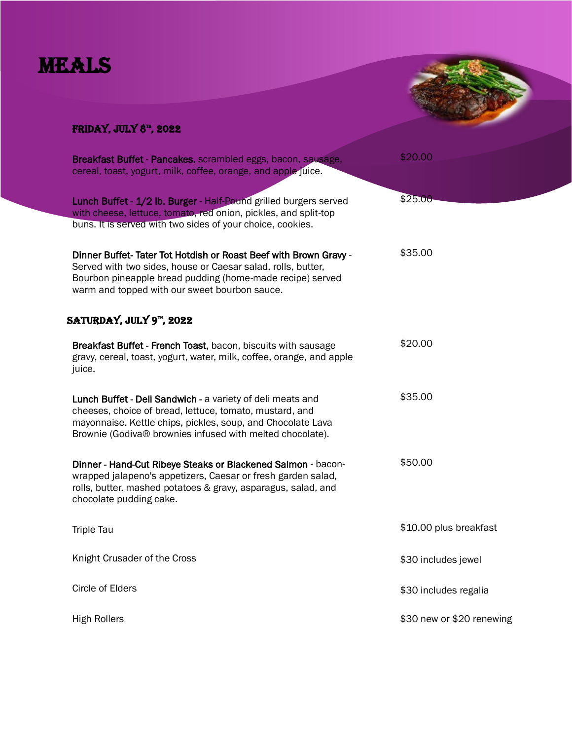# MEALS

## FRIDAY, JULY 8TH, 2022

| | |
|---|---|
| **Breakfast Buffet** - **Pancakes**, scrambled eggs, bacon, sausage, cereal, toast, yogurt, milk, coffee, orange, and apple juice. | $20.00 |
| **Lunch Buffet - 1/2 lb. Burger** - Half-Pound grilled burgers served with cheese, lettuce, tomato, red onion, pickles, and split-top buns. It is served with two sides of your choice, cookies. | $25.00 |
| **Dinner Buffet- Tater Tot Hotdish or Roast Beef with Brown Gravy** - Served with two sides, house or Caesar salad, rolls, butter, Bourbon pineapple bread pudding (home-made recipe) served warm and topped with our sweet bourbon sauce. | $35.00 |

## SATURDAY, JULY 9TH, 2022

| | |
|---|---|
| **Breakfast Buffet - French Toast**, bacon, biscuits with sausage gravy, cereal, toast, yogurt, water, milk, coffee, orange, and apple juice. | $20.00 |
| **Lunch Buffet - Deli Sandwich** - a variety of deli meats and cheeses, choice of bread, lettuce, tomato, mustard, and mayonnaise. Kettle chips, pickles, soup, and Chocolate Lava Brownie (Godiva® brownies infused with melted chocolate). | $35.00 |
| **Dinner - Hand-Cut Ribeye Steaks or Blackened Salmon** - bacon-wrapped jalapeno's appetizers, Caesar or fresh garden salad, rolls, butter. mashed potatoes & gravy, asparagus, salad, and chocolate pudding cake. | $50.00 |
| Triple Tau | $10.00 plus breakfast |
| Knight Crusader of the Cross | $30 includes jewel |
| Circle of Elders | $30 includes regalia |
| High Rollers | $30 new or $20 renewing |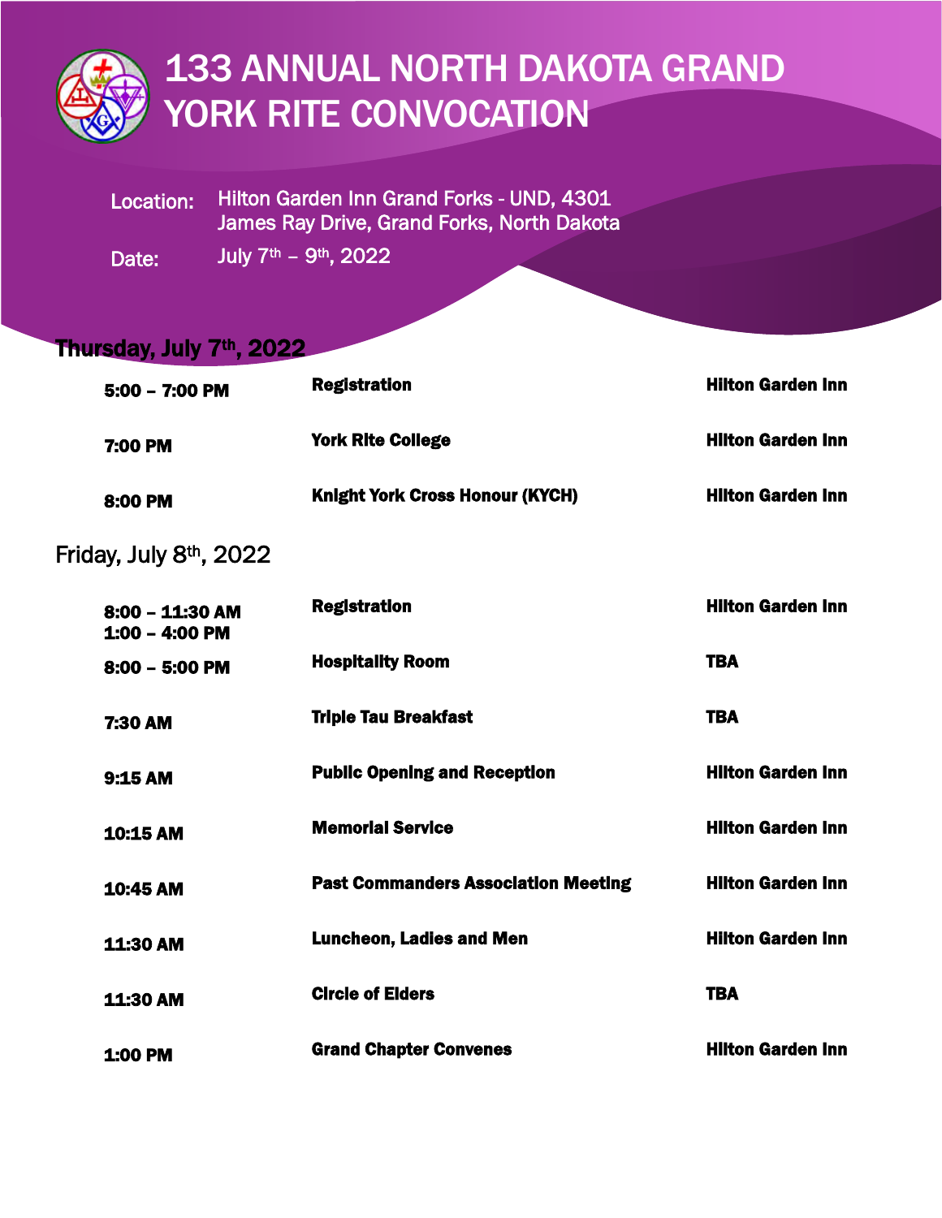# 133 ANNUAL NORTH DAKOTA GRAND YORK RITE CONVOCATION

**Location:** Hilton Garden Inn Grand Forks - UND, 4301 James Ray Drive, Grand Forks, North Dakota

**Date:** July 7th – 9th, 2022

## Thursday, July 7th, 2022

| Time | Event | Location |
|---|---|---|
| **5:00 – 7:00 PM** | **Registration** | **Hilton Garden Inn** |
| **7:00 PM** | **York Rite College** | **Hilton Garden Inn** |
| **8:00 PM** | **Knight York Cross Honour (KYCH)** | **Hilton Garden Inn** |

## Friday, July 8th, 2022

| Time | Event | Location |
|---|---|---|
| **8:00 – 11:30 AM**<br>**1:00 – 4:00 PM** | **Registration** | **Hilton Garden Inn** |
| **8:00 – 5:00 PM** | **Hospitality Room** | **TBA** |
| **7:30 AM** | **Triple Tau Breakfast** | **TBA** |
| **9:15 AM** | **Public Opening and Reception** | **Hilton Garden Inn** |
| **10:15 AM** | **Memorial Service** | **Hilton Garden Inn** |
| **10:45 AM** | **Past Commanders Association Meeting** | **Hilton Garden Inn** |
| **11:30 AM** | **Luncheon, Ladies and Men** | **Hilton Garden Inn** |
| **11:30 AM** | **Circle of Elders** | **TBA** |
| **1:00 PM** | **Grand Chapter Convenes** | **Hilton Garden Inn** |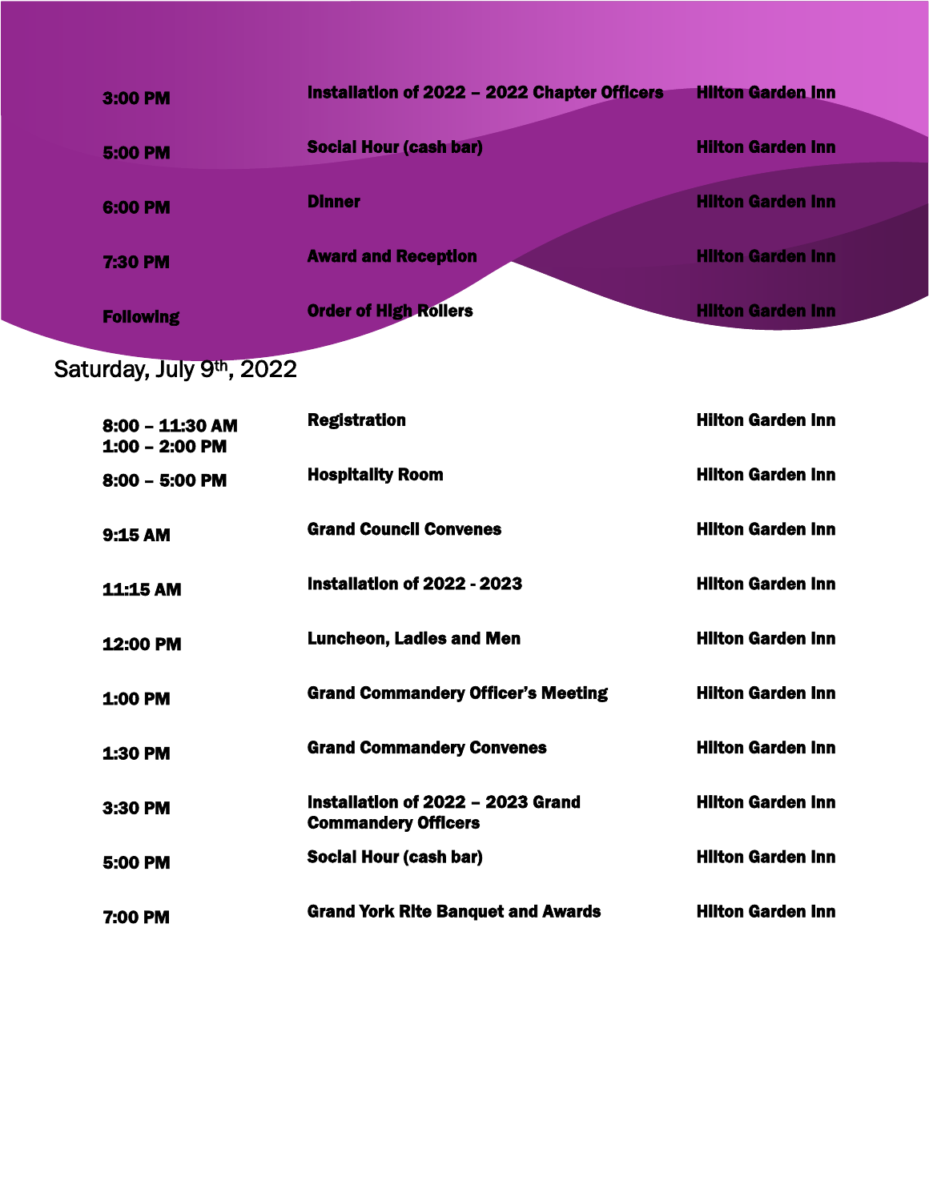| | | |
|---|---|---|
| **3:00 PM** | **Installation of 2022 – 2022 Chapter Officers** | **Hilton Garden Inn** |
| **5:00 PM** | **Social Hour (cash bar)** | **Hilton Garden Inn** |
| **6:00 PM** | **Dinner** | **Hilton Garden Inn** |
| **7:30 PM** | **Award and Reception** | **Hilton Garden Inn** |
| **Following** | **Order of High Rollers** | **Hilton Garden Inn** |

Saturday, July 9th, 2022

| | | |
|---|---|---|
| **8:00 – 11:30 AM**<br>**1:00 – 2:00 PM** | **Registration** | **Hilton Garden Inn** |
| **8:00 – 5:00 PM** | **Hospitality Room** | **Hilton Garden Inn** |
| **9:15 AM** | **Grand Council Convenes** | **Hilton Garden Inn** |
| **11:15 AM** | **Installation of 2022 - 2023** | **Hilton Garden Inn** |
| **12:00 PM** | **Luncheon, Ladies and Men** | **Hilton Garden Inn** |
| **1:00 PM** | **Grand Commandery Officer's Meeting** | **Hilton Garden Inn** |
| **1:30 PM** | **Grand Commandery Convenes** | **Hilton Garden Inn** |
| **3:30 PM** | **Installation of 2022 – 2023 Grand Commandery Officers** | **Hilton Garden Inn** |
| **5:00 PM** | **Social Hour (cash bar)** | **Hilton Garden Inn** |
| **7:00 PM** | **Grand York Rite Banquet and Awards** | **Hilton Garden Inn** |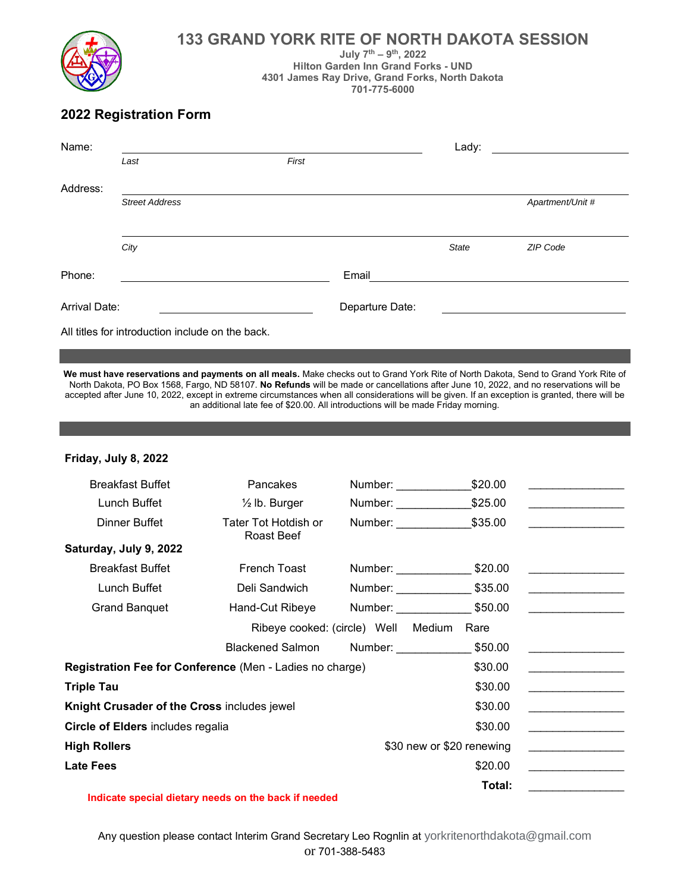# 133 GRAND YORK RITE OF NORTH DAKOTA SESSION

**July 7th – 9th, 2022**
**Hilton Garden Inn Grand Forks - UND**
**4301 James Ray Drive, Grand Forks, North Dakota**
**701-775-6000**

## 2022 Registration Form

Name: ______________________________________ Lady: ____________________
*Last* *First*

Address: ______________________________________________________________
*Street Address* *Apartment/Unit #*

______________________________________________________________
*City* *State* *ZIP Code*

Phone: ______________________ Email ______________________________

Arrival Date: ________________ Departure Date: ____________________

All titles for introduction include on the back.

---

**We must have reservations and payments on all meals.** Make checks out to Grand York Rite of North Dakota, Send to Grand York Rite of North Dakota, PO Box 1568, Fargo, ND 58107. **No Refunds** will be made or cancellations after June 10, 2022, and no reservations will be accepted after June 10, 2022, except in extreme circumstances when all considerations will be given. If an exception is granted, there will be an additional late fee of $20.00. All introductions will be made Friday morning.

---

**Friday, July 8, 2022**

| | | | | |
|---|---|---|---|---|
| Breakfast Buffet | Pancakes | Number: ________ | $20.00 | ________ |
| Lunch Buffet | ½ lb. Burger | Number: ________ | $25.00 | ________ |
| Dinner Buffet | Tater Tot Hotdish or Roast Beef | Number: ________ | $35.00 | ________ |

**Saturday, July 9, 2022**

| | | | | |
|---|---|---|---|---|
| Breakfast Buffet | French Toast | Number: ________ | $20.00 | ________ |
| Lunch Buffet | Deli Sandwich | Number: ________ | $35.00 | ________ |
| Grand Banquet | Hand-Cut Ribeye | Number: ________ | $50.00 | ________ |
| | Ribeye cooked: (circle) Well Medium Rare | | | |
| | Blackened Salmon | Number: ________ | $50.00 | ________ |

| | | |
|---|---|---|
| **Registration Fee for Conference** (Men - Ladies no charge) | $30.00 | ________ |
| **Triple Tau** | $30.00 | ________ |
| **Knight Crusader of the Cross** includes jewel | $30.00 | ________ |
| **Circle of Elders** includes regalia | $30.00 | ________ |
| **High Rollers** | $30 new or $20 renewing | ________ |
| **Late Fees** | $20.00 | ________ |
| | **Total:** | ________ |

**Indicate special dietary needs on the back if needed**

Any question please contact Interim Grand Secretary Leo Rognlin at yorkritenorthdakota@gmail.com or 701-388-5483